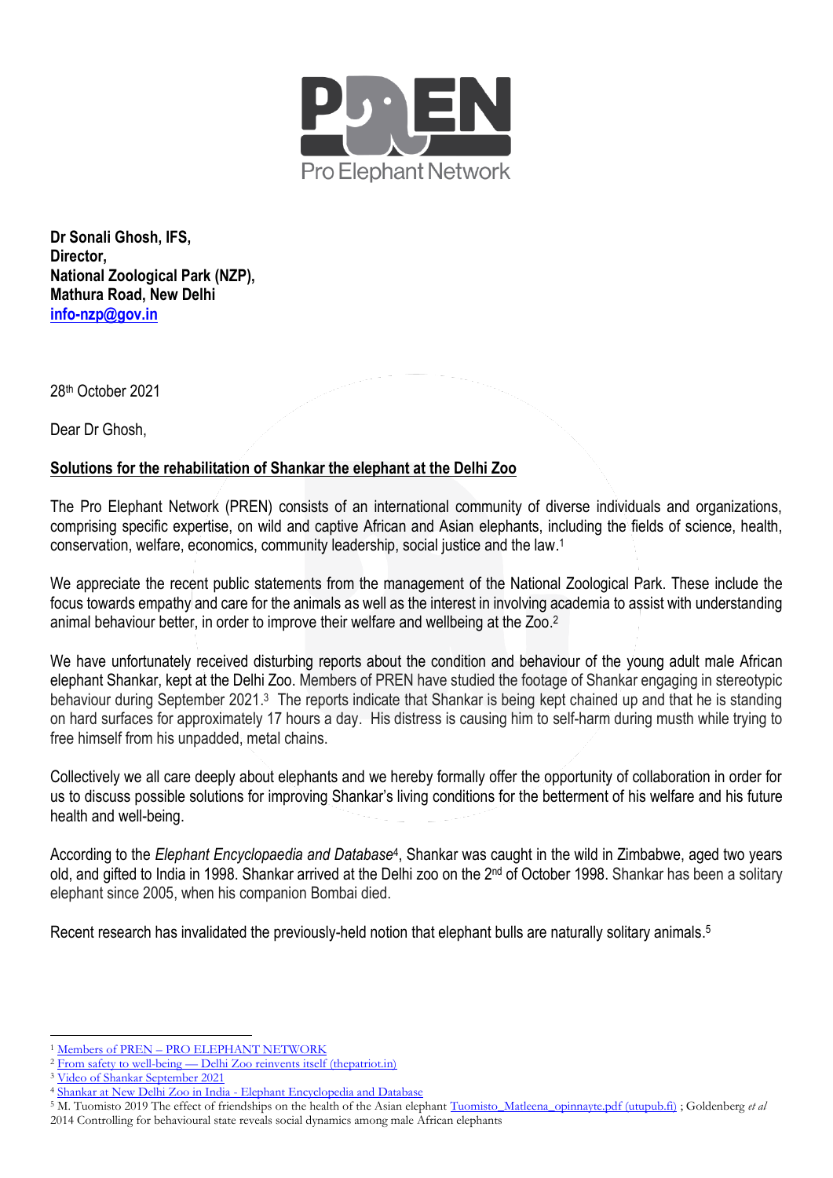PREN
Pro Elephant Network

**Dr Sonali Ghosh, IFS,**
**Director,**
**National Zoological Park (NZP),**
**Mathura Road, New Delhi**
**info-nzp@gov.in**

28th October 2021

Dear Dr Ghosh,

**Solutions for the rehabilitation of Shankar the elephant at the Delhi Zoo**

The Pro Elephant Network (PREN) consists of an international community of diverse individuals and organizations, comprising specific expertise, on wild and captive African and Asian elephants, including the fields of science, health, conservation, welfare, economics, community leadership, social justice and the law.[1]

We appreciate the recent public statements from the management of the National Zoological Park. These include the focus towards empathy and care for the animals as well as the interest in involving academia to assist with understanding animal behaviour better, in order to improve their welfare and wellbeing at the Zoo.[2]

We have unfortunately received disturbing reports about the condition and behaviour of the young adult male African elephant Shankar, kept at the Delhi Zoo. Members of PREN have studied the footage of Shankar engaging in stereotypic behaviour during September 2021.[3] The reports indicate that Shankar is being kept chained up and that he is standing on hard surfaces for approximately 17 hours a day. His distress is causing him to self-harm during musth while trying to free himself from his unpadded, metal chains.

Collectively we all care deeply about elephants and we hereby formally offer the opportunity of collaboration in order for us to discuss possible solutions for improving Shankar's living conditions for the betterment of his welfare and his future health and well-being.

According to the *Elephant Encyclopaedia and Database*[4], Shankar was caught in the wild in Zimbabwe, aged two years old, and gifted to India in 1998. Shankar arrived at the Delhi zoo on the 2nd of October 1998. Shankar has been a solitary elephant since 2005, when his companion Bombai died.

Recent research has invalidated the previously-held notion that elephant bulls are naturally solitary animals.[5]

---

[1] Members of PREN – PRO ELEPHANT NETWORK

[2] From safety to well-being — Delhi Zoo reinvents itself (thepatriot.in)

[3] Video of Shankar September 2021

[4] Shankar at New Delhi Zoo in India - Elephant Encyclopedia and Database

[5] M. Tuomisto 2019 The effect of friendships on the health of the Asian elephant Tuomisto_Matleena_opinnayte.pdf (utupub.fi) ; Goldenberg *et al* 2014 Controlling for behavioural state reveals social dynamics among male African elephants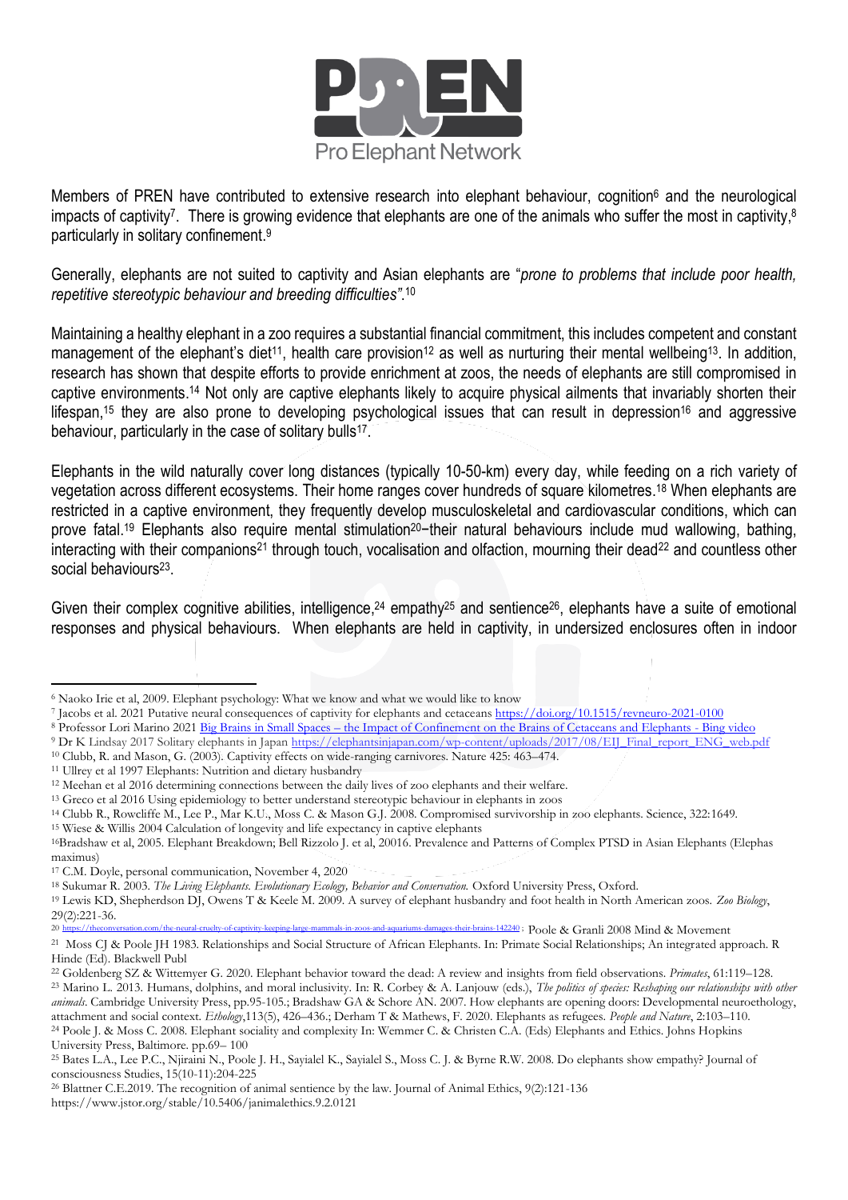Members of PREN have contributed to extensive research into elephant behaviour, cognition[6] and the neurological impacts of captivity[7]. There is growing evidence that elephants are one of the animals who suffer the most in captivity,[8] particularly in solitary confinement.[9]

Generally, elephants are not suited to captivity and Asian elephants are "*prone to problems that include poor health, repetitive stereotypic behaviour and breeding difficulties*".[10]

Maintaining a healthy elephant in a zoo requires a substantial financial commitment, this includes competent and constant management of the elephant's diet[11], health care provision[12] as well as nurturing their mental wellbeing[13]. In addition, research has shown that despite efforts to provide enrichment at zoos, the needs of elephants are still compromised in captive environments.[14] Not only are captive elephants likely to acquire physical ailments that invariably shorten their lifespan,[15] they are also prone to developing psychological issues that can result in depression[16] and aggressive behaviour, particularly in the case of solitary bulls[17].

Elephants in the wild naturally cover long distances (typically 10-50-km) every day, while feeding on a rich variety of vegetation across different ecosystems. Their home ranges cover hundreds of square kilometres.[18] When elephants are restricted in a captive environment, they frequently develop musculoskeletal and cardiovascular conditions, which can prove fatal.[19] Elephants also require mental stimulation[20]–their natural behaviours include mud wallowing, bathing, interacting with their companions[21] through touch, vocalisation and olfaction, mourning their dead[22] and countless other social behaviours[23].

Given their complex cognitive abilities, intelligence,[24] empathy[25] and sentience[26], elephants have a suite of emotional responses and physical behaviours. When elephants are held in captivity, in undersized enclosures often in indoor

---

[6] Naoko Irie et al, 2009. Elephant psychology: What we know and what we would like to know

[7] Jacobs et al. 2021 Putative neural consequences of captivity for elephants and cetaceans https://doi.org/10.1515/revneuro-2021-0100

[8] Professor Lori Marino 2021 Big Brains in Small Spaces – the Impact of Confinement on the Brains of Cetaceans and Elephants - Bing video

[9] Dr K Lindsay 2017 Solitary elephants in Japan https://elephantsinjapan.com/wp-content/uploads/2017/08/EIJ_Final_report_ENG_web.pdf

[10] Clubb, R. and Mason, G. (2003). Captivity effects on wide-ranging carnivores. Nature 425: 463–474.

[11] Ullrey et al 1997 Elephants: Nutrition and dietary husbandry

[12] Meehan et al 2016 determining connections between the daily lives of zoo elephants and their welfare.

[13] Greco et al 2016 Using epidemiology to better understand stereotypic behaviour in elephants in zoos

[14] Clubb R., Rowcliffe M., Lee P., Mar K.U., Moss C. & Mason G.J. 2008. Compromised survivorship in zoo elephants. Science, 322:1649.

[15] Wiese & Willis 2004 Calculation of longevity and life expectancy in captive elephants

[16] Bradshaw et al, 2005. Elephant Breakdown; Bell Rizzolo J. et al, 20016. Prevalence and Patterns of Complex PTSD in Asian Elephants (Elephas maximus)

[17] C.M. Doyle, personal communication, November 4, 2020

[18] Sukumar R. 2003. *The Living Elephants. Evolutionary Ecology, Behavior and Conservation.* Oxford University Press, Oxford.

[19] Lewis KD, Shepherdson DJ, Owens T & Keele M. 2009. A survey of elephant husbandry and foot health in North American zoos. *Zoo Biology*, 29(2):221-36.

[20] https://theconversation.com/the-neural-cruelty-of-captivity-keeping-large-mammals-in-zoos-and-aquariums-damages-their-brains-142240 ; Poole & Granli 2008 Mind & Movement

[21] Moss CJ & Poole JH 1983. Relationships and Social Structure of African Elephants. In: Primate Social Relationships; An integrated approach. R Hinde (Ed). Blackwell Publ

[22] Goldenberg SZ & Wittemyer G. 2020. Elephant behavior toward the dead: A review and insights from field observations. *Primates*, 61:119–128.

[23] Marino L. 2013. Humans, dolphins, and moral inclusivity. In: R. Corbey & A. Lanjouw (eds.), *The politics of species: Reshaping our relationships with other animals*. Cambridge University Press, pp.95-105.; Bradshaw GA & Schore AN. 2007. How elephants are opening doors: Developmental neuroethology, attachment and social context. *Ethology*,113(5), 426–436.; Derham T & Mathews, F. 2020. Elephants as refugees. *People and Nature*, 2:103–110.

[24] Poole J. & Moss C. 2008. Elephant sociality and complexity In: Wemmer C. & Christen C.A. (Eds) Elephants and Ethics. Johns Hopkins University Press, Baltimore. pp.69– 100

[25] Bates L.A., Lee P.C., Njiraini N., Poole J. H., Sayialel K., Sayialel S., Moss C. J. & Byrne R.W. 2008. Do elephants show empathy? Journal of consciousness Studies, 15(10-11):204-225

[26] Blattner C.E.2019. The recognition of animal sentience by the law. Journal of Animal Ethics, 9(2):121-136 https://www.jstor.org/stable/10.5406/janimalethics.9.2.0121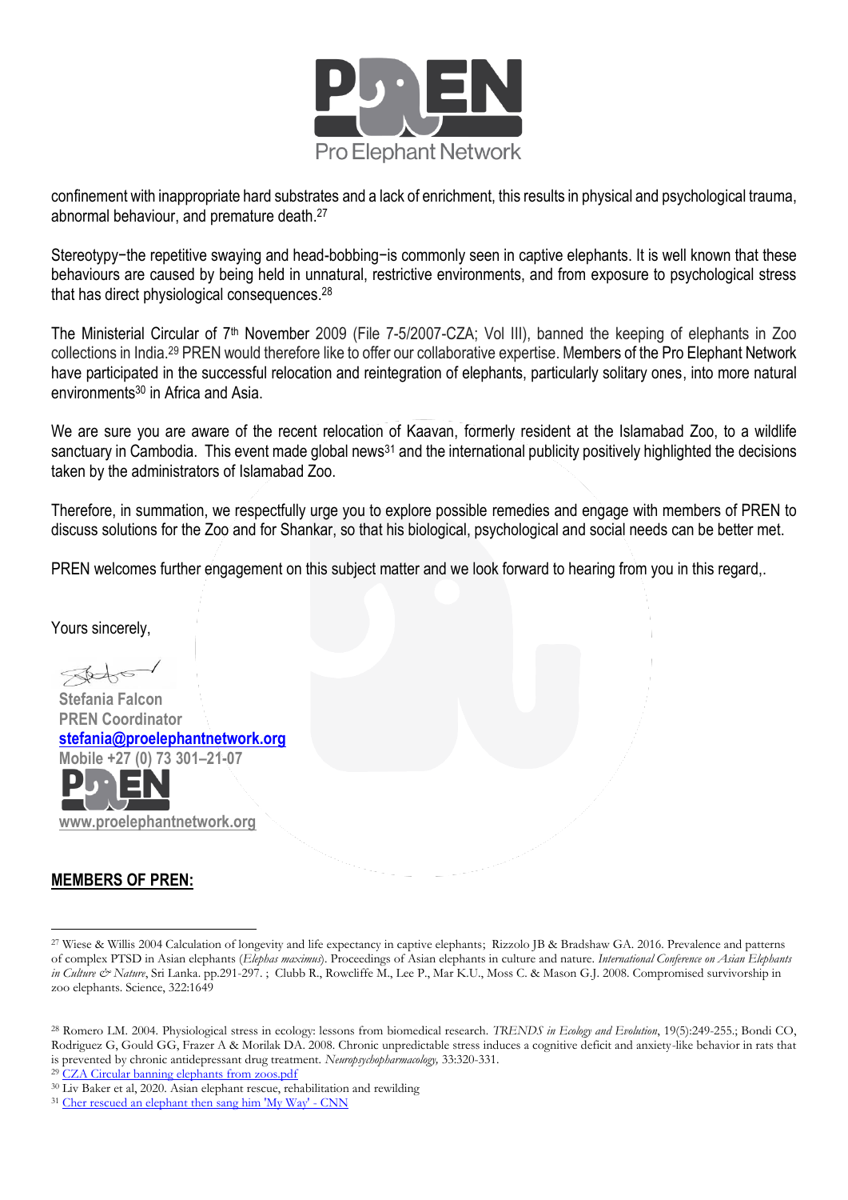confinement with inappropriate hard substrates and a lack of enrichment, this results in physical and psychological trauma, abnormal behaviour, and premature death.[27]

Stereotypy−the repetitive swaying and head-bobbing−is commonly seen in captive elephants. It is well known that these behaviours are caused by being held in unnatural, restrictive environments, and from exposure to psychological stress that has direct physiological consequences.[28]

The Ministerial Circular of 7th November 2009 (File 7-5/2007-CZA; Vol III), banned the keeping of elephants in Zoo collections in India.[29] PREN would therefore like to offer our collaborative expertise. Members of the Pro Elephant Network have participated in the successful relocation and reintegration of elephants, particularly solitary ones, into more natural environments[30] in Africa and Asia.

We are sure you are aware of the recent relocation of Kaavan, formerly resident at the Islamabad Zoo, to a wildlife sanctuary in Cambodia. This event made global news[31] and the international publicity positively highlighted the decisions taken by the administrators of Islamabad Zoo.

Therefore, in summation, we respectfully urge you to explore possible remedies and engage with members of PREN to discuss solutions for the Zoo and for Shankar, so that his biological, psychological and social needs can be better met.

PREN welcomes further engagement on this subject matter and we look forward to hearing from you in this regard,.

Yours sincerely,

**Stefania Falcon**
**PREN Coordinator**
**stefania@proelephantnetwork.org**
**Mobile +27 (0) 73 301–21-07**

**www.proelephantnetwork.org**

## MEMBERS OF PREN:

[27] Wiese & Willis 2004 Calculation of longevity and life expectancy in captive elephants; Rizzolo JB & Bradshaw GA. 2016. Prevalence and patterns of complex PTSD in Asian elephants (*Elephas maximus*). Proceedings of Asian elephants in culture and nature. *International Conference on Asian Elephants in Culture & Nature*, Sri Lanka. pp.291-297. ; Clubb R., Rowcliffe M., Lee P., Mar K.U., Moss C. & Mason G.J. 2008. Compromised survivorship in zoo elephants. Science, 322:1649

[28] Romero LM. 2004. Physiological stress in ecology: lessons from biomedical research. *TRENDS in Ecology and Evolution*, 19(5):249-255.; Bondi CO, Rodriguez G, Gould GG, Frazer A & Morilak DA. 2008. Chronic unpredictable stress induces a cognitive deficit and anxiety-like behavior in rats that is prevented by chronic antidepressant drug treatment. *Neuropsychopharmacology,* 33:320-331.

[29] CZA Circular banning elephants from zoos.pdf

[30] Liv Baker et al, 2020. Asian elephant rescue, rehabilitation and rewilding

[31] Cher rescued an elephant then sang him 'My Way' - CNN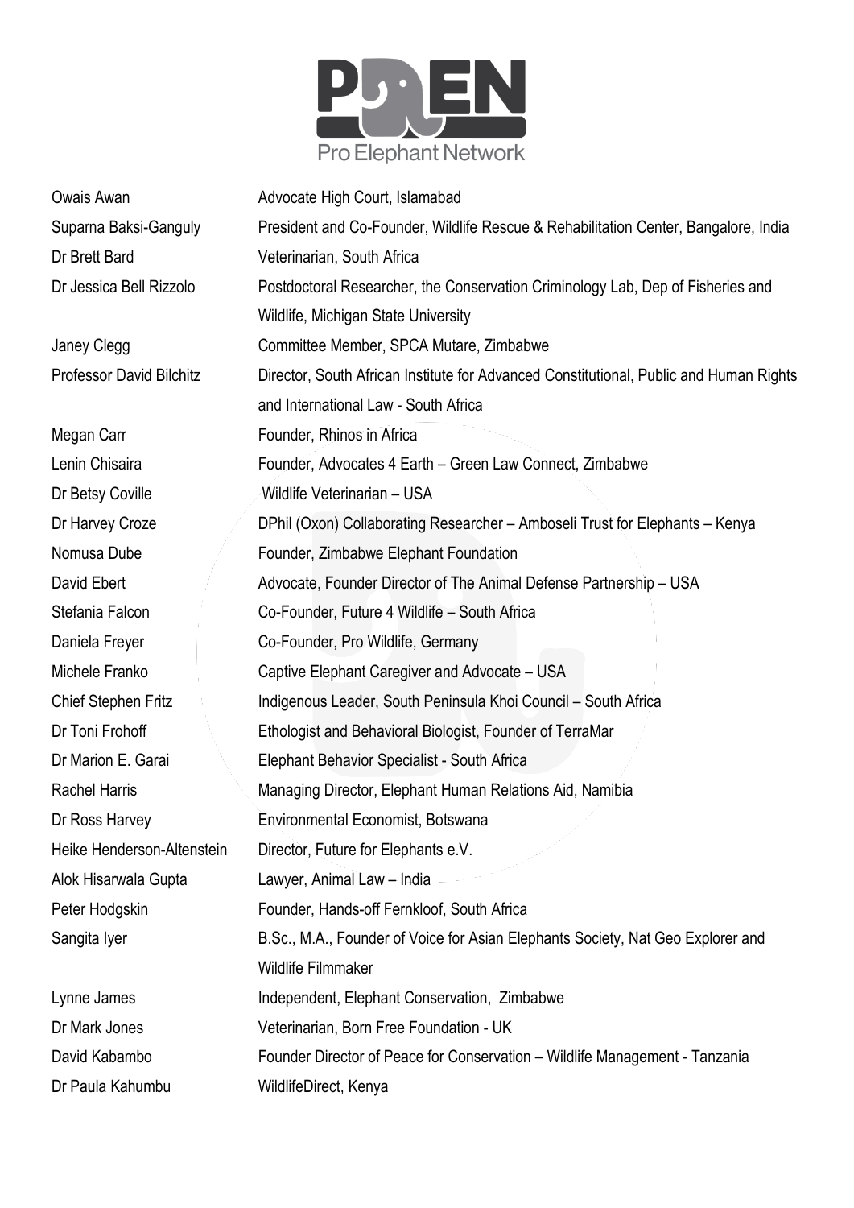| | |
|---|---|
| Owais Awan | Advocate High Court, Islamabad |
| Suparna Baksi-Ganguly | President and Co-Founder, Wildlife Rescue & Rehabilitation Center, Bangalore, India |
| Dr Brett Bard | Veterinarian, South Africa |
| Dr Jessica Bell Rizzolo | Postdoctoral Researcher, the Conservation Criminology Lab, Dep of Fisheries and Wildlife, Michigan State University |
| Janey Clegg | Committee Member, SPCA Mutare, Zimbabwe |
| Professor David Bilchitz | Director, South African Institute for Advanced Constitutional, Public and Human Rights and International Law - South Africa |
| Megan Carr | Founder, Rhinos in Africa |
| Lenin Chisaira | Founder, Advocates 4 Earth – Green Law Connect, Zimbabwe |
| Dr Betsy Coville | Wildlife Veterinarian – USA |
| Dr Harvey Croze | DPhil (Oxon) Collaborating Researcher – Amboseli Trust for Elephants – Kenya |
| Nomusa Dube | Founder, Zimbabwe Elephant Foundation |
| David Ebert | Advocate, Founder Director of The Animal Defense Partnership – USA |
| Stefania Falcon | Co-Founder, Future 4 Wildlife – South Africa |
| Daniela Freyer | Co-Founder, Pro Wildlife, Germany |
| Michele Franko | Captive Elephant Caregiver and Advocate – USA |
| Chief Stephen Fritz | Indigenous Leader, South Peninsula Khoi Council – South Africa |
| Dr Toni Frohoff | Ethologist and Behavioral Biologist, Founder of TerraMar |
| Dr Marion E. Garai | Elephant Behavior Specialist - South Africa |
| Rachel Harris | Managing Director, Elephant Human Relations Aid, Namibia |
| Dr Ross Harvey | Environmental Economist, Botswana |
| Heike Henderson-Altenstein | Director, Future for Elephants e.V. |
| Alok Hisarwala Gupta | Lawyer, Animal Law – India |
| Peter Hodgskin | Founder, Hands-off Fernkloof, South Africa |
| Sangita Iyer | B.Sc., M.A., Founder of Voice for Asian Elephants Society, Nat Geo Explorer and Wildlife Filmmaker |
| Lynne James | Independent, Elephant Conservation, Zimbabwe |
| Dr Mark Jones | Veterinarian, Born Free Foundation - UK |
| David Kabambo | Founder Director of Peace for Conservation – Wildlife Management - Tanzania |
| Dr Paula Kahumbu | WildlifeDirect, Kenya |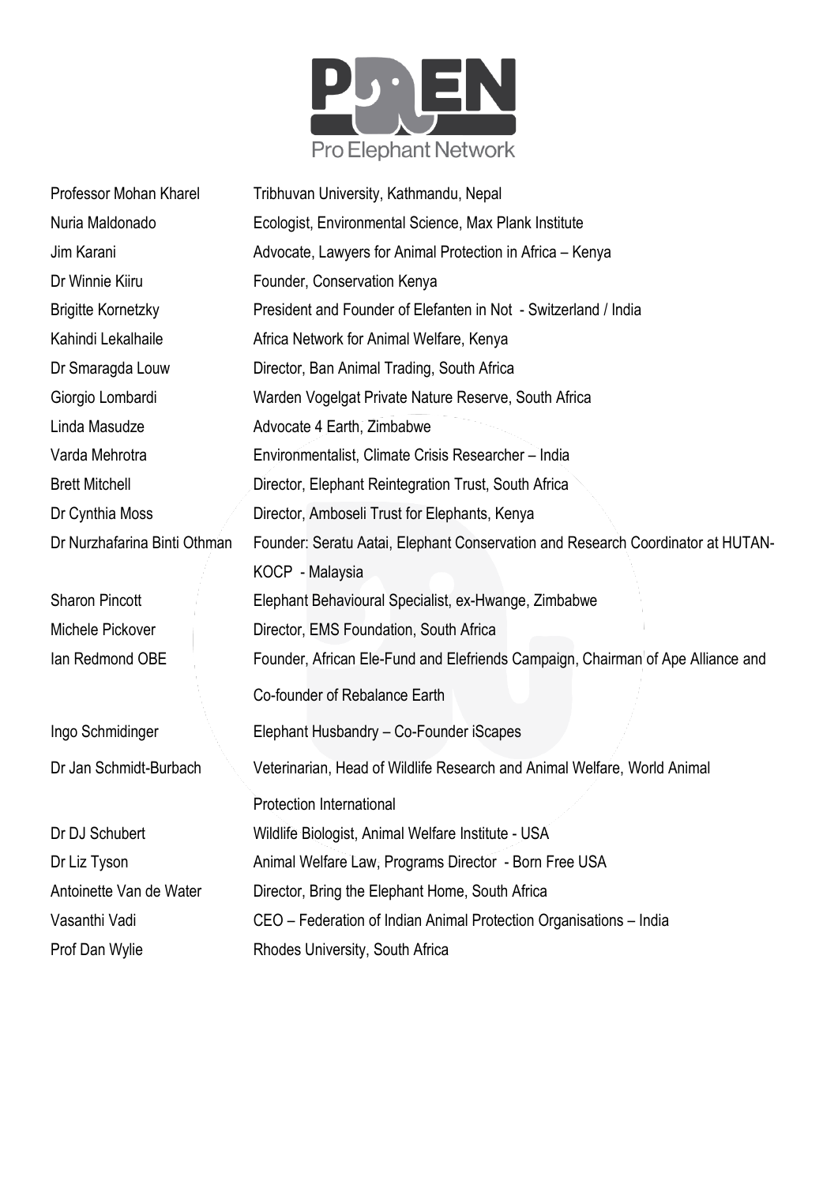Pro Elephant Network

| | |
|---|---|
| Professor Mohan Kharel | Tribhuvan University, Kathmandu, Nepal |
| Nuria Maldonado | Ecologist, Environmental Science, Max Plank Institute |
| Jim Karani | Advocate, Lawyers for Animal Protection in Africa – Kenya |
| Dr Winnie Kiiru | Founder, Conservation Kenya |
| Brigitte Kornetzky | President and Founder of Elefanten in Not - Switzerland / India |
| Kahindi Lekalhaile | Africa Network for Animal Welfare, Kenya |
| Dr Smaragda Louw | Director, Ban Animal Trading, South Africa |
| Giorgio Lombardi | Warden Vogelgat Private Nature Reserve, South Africa |
| Linda Masudze | Advocate 4 Earth, Zimbabwe |
| Varda Mehrotra | Environmentalist, Climate Crisis Researcher – India |
| Brett Mitchell | Director, Elephant Reintegration Trust, South Africa |
| Dr Cynthia Moss | Director, Amboseli Trust for Elephants, Kenya |
| Dr Nurzhafarina Binti Othman | Founder: Seratu Aatai, Elephant Conservation and Research Coordinator at HUTAN-KOCP - Malaysia |
| Sharon Pincott | Elephant Behavioural Specialist, ex-Hwange, Zimbabwe |
| Michele Pickover | Director, EMS Foundation, South Africa |
| Ian Redmond OBE | Founder, African Ele-Fund and Elefriends Campaign, Chairman of Ape Alliance and Co-founder of Rebalance Earth |
| Ingo Schmidinger | Elephant Husbandry – Co-Founder iScapes |
| Dr Jan Schmidt-Burbach | Veterinarian, Head of Wildlife Research and Animal Welfare, World Animal Protection International |
| Dr DJ Schubert | Wildlife Biologist, Animal Welfare Institute - USA |
| Dr Liz Tyson | Animal Welfare Law, Programs Director - Born Free USA |
| Antoinette Van de Water | Director, Bring the Elephant Home, South Africa |
| Vasanthi Vadi | CEO – Federation of Indian Animal Protection Organisations – India |
| Prof Dan Wylie | Rhodes University, South Africa |